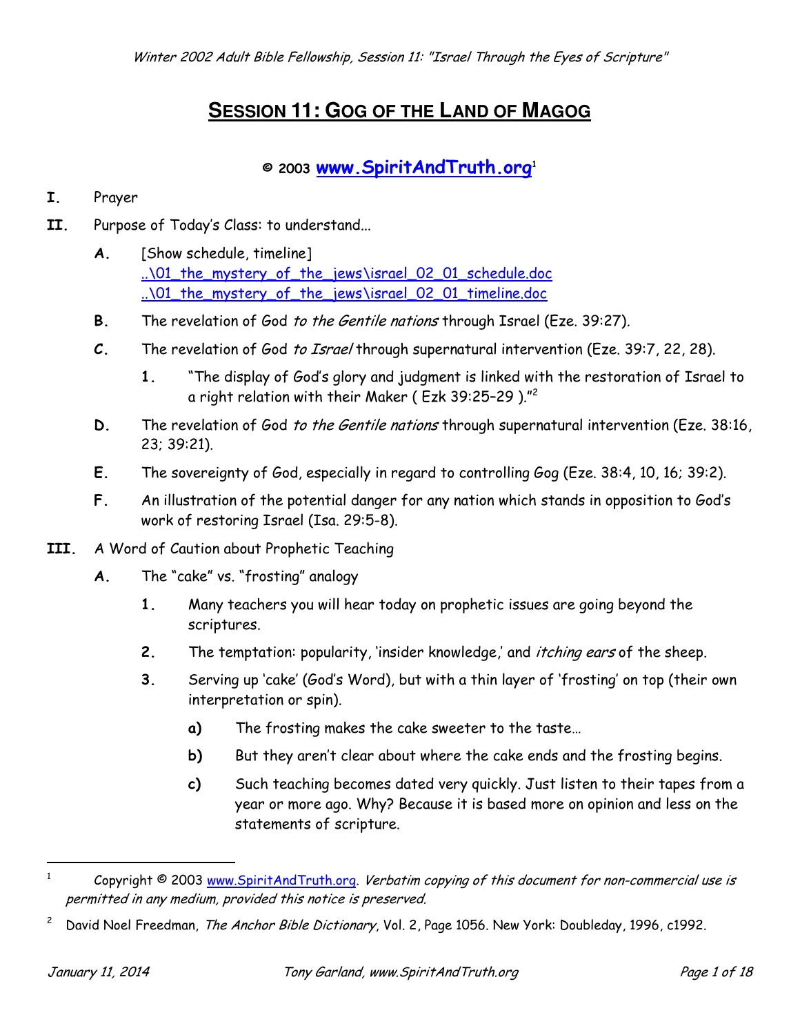# SESSION 11: GOG OF THE LAND OF MAGOG

**© 2003 www.SpiritAndTruth.org**[1]

**I.** Prayer

**II.** Purpose of Today's Class: to understand...

- **A.** [Show schedule, timeline]
  ..\01_the_mystery_of_the_jews\israel_02_01_schedule.doc
  ..\01_the_mystery_of_the_jews\israel_02_01_timeline.doc
- **B.** The revelation of God *to the Gentile nations* through Israel (Eze. 39:27).
- **C.** The revelation of God *to Israel* through supernatural intervention (Eze. 39:7, 22, 28).
  - **1.** "The display of God's glory and judgment is linked with the restoration of Israel to a right relation with their Maker ( Ezk 39:25–29 )."[2]
- **D.** The revelation of God *to the Gentile nations* through supernatural intervention (Eze. 38:16, 23; 39:21).
- **E.** The sovereignty of God, especially in regard to controlling Gog (Eze. 38:4, 10, 16; 39:2).
- **F.** An illustration of the potential danger for any nation which stands in opposition to God's work of restoring Israel (Isa. 29:5-8).

**III.** A Word of Caution about Prophetic Teaching

- **A.** The "cake" vs. "frosting" analogy
  - **1.** Many teachers you will hear today on prophetic issues are going beyond the scriptures.
  - **2.** The temptation: popularity, 'insider knowledge,' and *itching ears* of the sheep.
  - **3.** Serving up 'cake' (God's Word), but with a thin layer of 'frosting' on top (their own interpretation or spin).
    - **a)** The frosting makes the cake sweeter to the taste…
    - **b)** But they aren't clear about where the cake ends and the frosting begins.
    - **c)** Such teaching becomes dated very quickly. Just listen to their tapes from a year or more ago. Why? Because it is based more on opinion and less on the statements of scripture.

---

[1] Copyright © 2003 www.SpiritAndTruth.org. *Verbatim copying of this document for non-commercial use is permitted in any medium, provided this notice is preserved.*

[2] David Noel Freedman, *The Anchor Bible Dictionary*, Vol. 2, Page 1056. New York: Doubleday, 1996, c1992.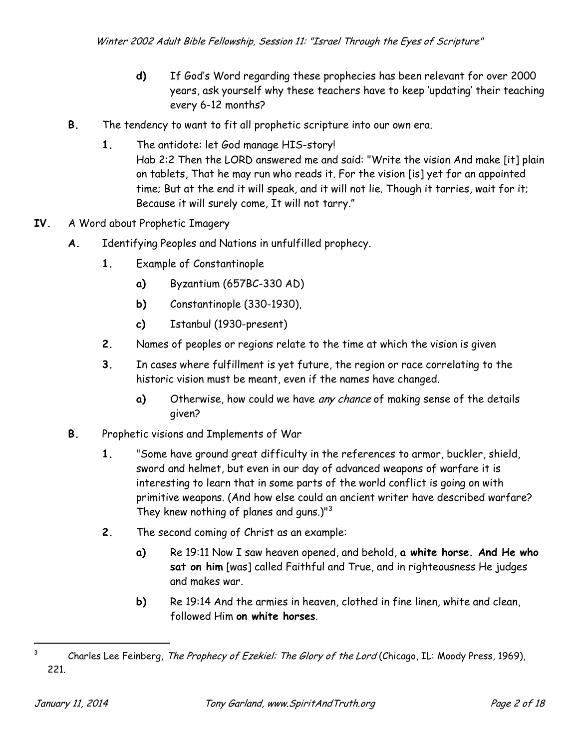- **d)** If God's Word regarding these prophecies has been relevant for over 2000 years, ask yourself why these teachers have to keep 'updating' their teaching every 6-12 months?

**B.** The tendency to want to fit all prophetic scripture into our own era.

- **1.** The antidote: let God manage HIS-story!
  Hab 2:2 Then the LORD answered me and said: "Write the vision And make [it] plain on tablets, That he may run who reads it. For the vision [is] yet for an appointed time; But at the end it will speak, and it will not lie. Though it tarries, wait for it; Because it will surely come, It will not tarry."

**IV.** A Word about Prophetic Imagery

**A.** Identifying Peoples and Nations in unfulfilled prophecy.

- **1.** Example of Constantinople
  - **a)** Byzantium (657BC-330 AD)
  - **b)** Constantinople (330-1930),
  - **c)** Istanbul (1930-present)
- **2.** Names of peoples or regions relate to the time at which the vision is given
- **3.** In cases where fulfillment is yet future, the region or race correlating to the historic vision must be meant, even if the names have changed.
  - **a)** Otherwise, how could we have *any chance* of making sense of the details given?

**B.** Prophetic visions and Implements of War

- **1.** "Some have ground great difficulty in the references to armor, buckler, shield, sword and helmet, but even in our day of advanced weapons of warfare it is interesting to learn that in some parts of the world conflict is going on with primitive weapons. (And how else could an ancient writer have described warfare? They knew nothing of planes and guns.)"[3]
- **2.** The second coming of Christ as an example:
  - **a)** Re 19:11 Now I saw heaven opened, and behold, **a white horse. And He who sat on him** [was] called Faithful and True, and in righteousness He judges and makes war.
  - **b)** Re 19:14 And the armies in heaven, clothed in fine linen, white and clean, followed Him **on white horses**.

---

[3] Charles Lee Feinberg, *The Prophecy of Ezekiel: The Glory of the Lord* (Chicago, IL: Moody Press, 1969), 221.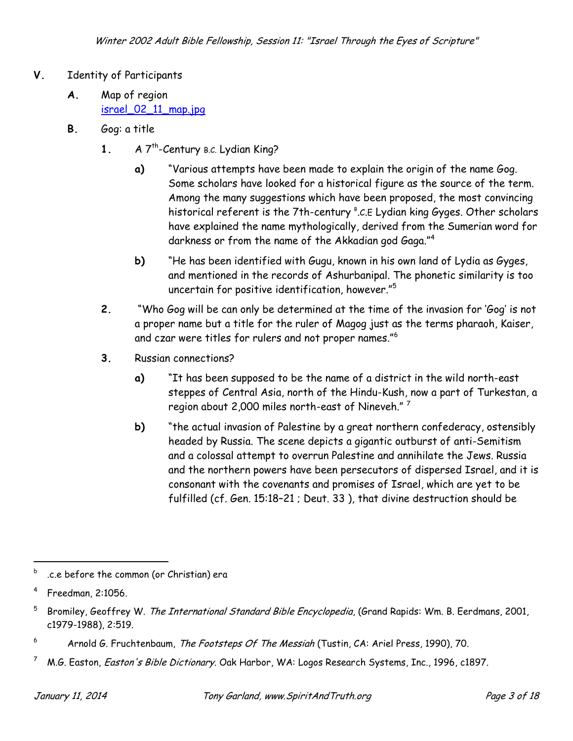**V.** Identity of Participants

**A.** Map of region
[israel_02_11_map.jpg](israel_02_11_map.jpg)

**B.** Gog: a title

**1.** A 7th-Century B.C. Lydian King?

**a)** "Various attempts have been made to explain the origin of the name Gog. Some scholars have looked for a historical figure as the source of the term. Among the many suggestions which have been proposed, the most convincing historical referent is the 7th-century [b].C.E Lydian king Gyges. Other scholars have explained the name mythologically, derived from the Sumerian word for darkness or from the name of the Akkadian god Gaga."[4]

**b)** "He has been identified with Gugu, known in his own land of Lydia as Gyges, and mentioned in the records of Ashurbanipal. The phonetic similarity is too uncertain for positive identification, however."[5]

**2.** "Who Gog will be can only be determined at the time of the invasion for 'Gog' is not a proper name but a title for the ruler of Magog just as the terms pharaoh, Kaiser, and czar were titles for rulers and not proper names."[6]

**3.** Russian connections?

**a)** "It has been supposed to be the name of a district in the wild north-east steppes of Central Asia, north of the Hindu-Kush, now a part of Turkestan, a region about 2,000 miles north-east of Nineveh." [7]

**b)** "the actual invasion of Palestine by a great northern confederacy, ostensibly headed by Russia. The scene depicts a gigantic outburst of anti-Semitism and a colossal attempt to overrun Palestine and annihilate the Jews. Russia and the northern powers have been persecutors of dispersed Israel, and it is consonant with the covenants and promises of Israel, which are yet to be fulfilled (cf. Gen. 15:18–21 ; Deut. 33 ), that divine destruction should be

---

[b] .c.e before the common (or Christian) era

[4] Freedman, 2:1056.

[5] Bromiley, Geoffrey W. *The International Standard Bible Encyclopedia*, (Grand Rapids: Wm. B. Eerdmans, 2001, c1979-1988), 2:519.

[6] Arnold G. Fruchtenbaum, *The Footsteps Of The Messiah* (Tustin, CA: Ariel Press, 1990), 70.

[7] M.G. Easton, *Easton's Bible Dictionary*. Oak Harbor, WA: Logos Research Systems, Inc., 1996, c1897.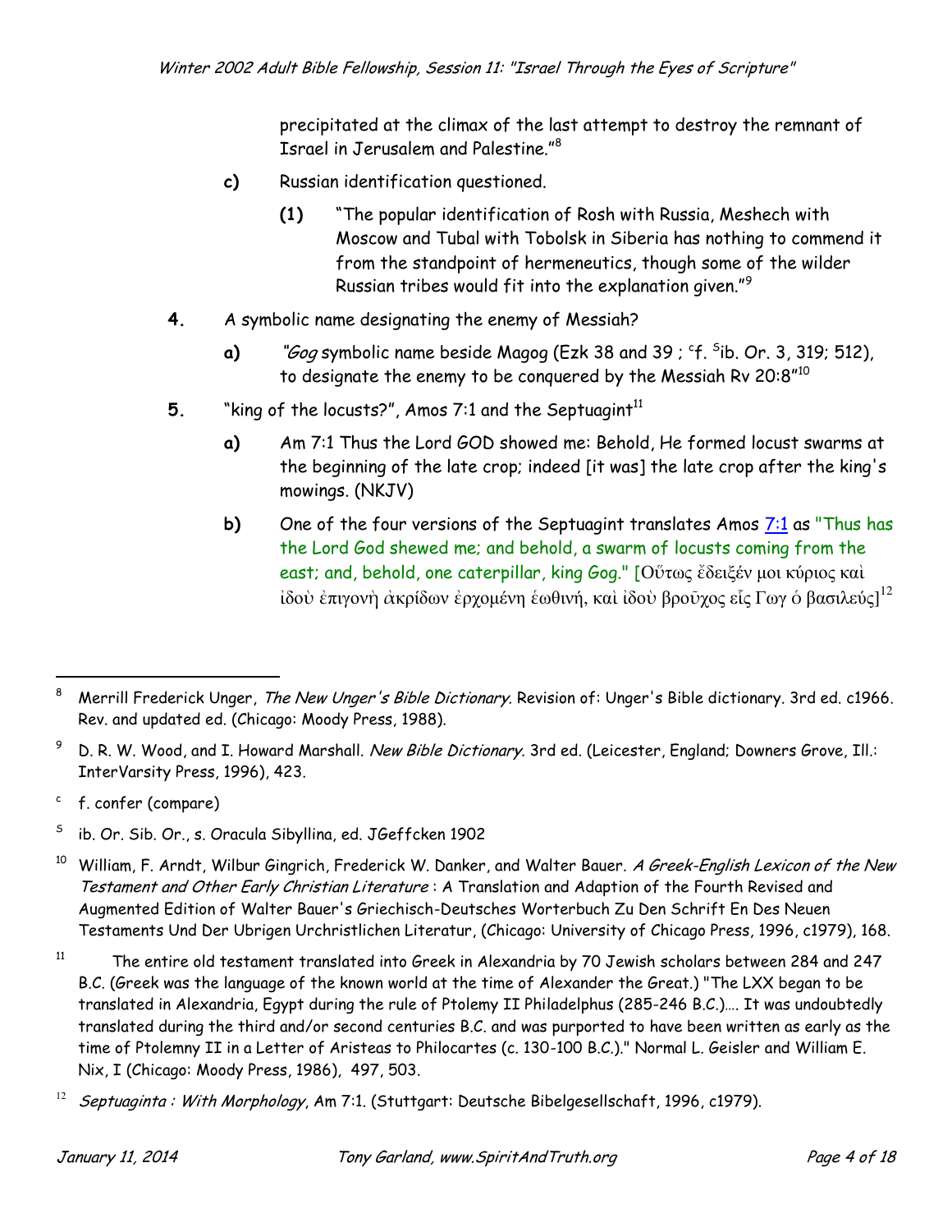precipitated at the climax of the last attempt to destroy the remnant of Israel in Jerusalem and Palestine."[8]

- **c)** Russian identification questioned.
  - **(1)** "The popular identification of Rosh with Russia, Meshech with Moscow and Tubal with Tobolsk in Siberia has nothing to commend it from the standpoint of hermeneutics, though some of the wilder Russian tribes would fit into the explanation given."[9]

**4.** A symbolic name designating the enemy of Messiah?

- **a)** *"Gog* symbolic name beside Magog (Ezk 38 and 39 ; [c]f. [S]ib. Or. 3, 319; 512), to designate the enemy to be conquered by the Messiah Rv 20:8"[10]

**5.** "king of the locusts?", Amos 7:1 and the Septuagint[11]

- **a)** Am 7:1 Thus the Lord GOD showed me: Behold, He formed locust swarms at the beginning of the late crop; indeed [it was] the late crop after the king's mowings. (NKJV)
- **b)** One of the four versions of the Septuagint translates Amos 7:1 as "Thus has the Lord God shewed me; and behold, a swarm of locusts coming from the east; and, behold, one caterpillar, king Gog." [Οὕτως ἔδειξέν μοι κύριος καὶ ἰδοὺ ἐπιγονὴ ἀκρίδων ἐρχομένη ἑωθινή, καὶ ἰδοὺ βροῦχος εἷς Γωγ ὁ βασιλεύς][12]

---

[8] Merrill Frederick Unger, *The New Unger's Bible Dictionary.* Revision of: Unger's Bible dictionary. 3rd ed. c1966. Rev. and updated ed. (Chicago: Moody Press, 1988).

[9] D. R. W. Wood, and I. Howard Marshall. *New Bible Dictionary.* 3rd ed. (Leicester, England; Downers Grove, Ill.: InterVarsity Press, 1996), 423.

[c] f. confer (compare)

[S] ib. Or. Sib. Or., s. Oracula Sibyllina, ed. JGeffcken 1902

[10] William, F. Arndt, Wilbur Gingrich, Frederick W. Danker, and Walter Bauer. *A Greek-English Lexicon of the New Testament and Other Early Christian Literature* : A Translation and Adaption of the Fourth Revised and Augmented Edition of Walter Bauer's Griechisch-Deutsches Worterbuch Zu Den Schrift En Des Neuen Testaments Und Der Ubrigen Urchristlichen Literatur, (Chicago: University of Chicago Press, 1996, c1979), 168.

[11] The entire old testament translated into Greek in Alexandria by 70 Jewish scholars between 284 and 247 B.C. (Greek was the language of the known world at the time of Alexander the Great.) "The LXX began to be translated in Alexandria, Egypt during the rule of Ptolemy II Philadelphus (285-246 B.C.)…. It was undoubtedly translated during the third and/or second centuries B.C. and was purported to have been written as early as the time of Ptolemny II in a Letter of Aristeas to Philocartes (c. 130-100 B.C.)." Normal L. Geisler and William E. Nix, I (Chicago: Moody Press, 1986), 497, 503.

[12] *Septuaginta : With Morphology*, Am 7:1. (Stuttgart: Deutsche Bibelgesellschaft, 1996, c1979).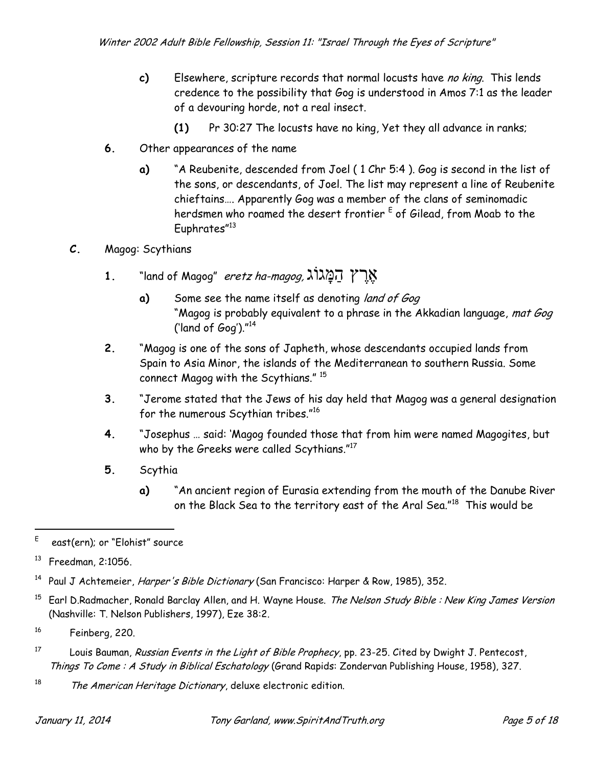- **c)** Elsewhere, scripture records that normal locusts have *no king*. This lends credence to the possibility that Gog is understood in Amos 7:1 as the leader of a devouring horde, not a real insect.
  - **(1)** Pr 30:27 The locusts have no king, Yet they all advance in ranks;

**6.** Other appearances of the name

- **a)** "A Reubenite, descended from Joel ( 1 Chr 5:4 ). Gog is second in the list of the sons, or descendants, of Joel. The list may represent a line of Reubenite chieftains…. Apparently Gog was a member of the clans of seminomadic herdsmen who roamed the desert frontier [E] of Gilead, from Moab to the Euphrates"[13]

**C.** Magog: Scythians

**1.** "land of Magog" *eretz ha-magog,* אֶרֶץ הַמָּגוֹג

- **a)** Some see the name itself as denoting *land of Gog*
  "Magog is probably equivalent to a phrase in the Akkadian language, *mat Gog* ('land of Gog')."[14]

**2.** "Magog is one of the sons of Japheth, whose descendants occupied lands from Spain to Asia Minor, the islands of the Mediterranean to southern Russia. Some connect Magog with the Scythians." [15]

**3.** "Jerome stated that the Jews of his day held that Magog was a general designation for the numerous Scythian tribes."[16]

**4.** "Josephus … said: 'Magog founded those that from him were named Magogites, but who by the Greeks were called Scythians."[17]

**5.** Scythia

- **a)** "An ancient region of Eurasia extending from the mouth of the Danube River on the Black Sea to the territory east of the Aral Sea."[18] This would be

---

[E] east(ern); or "Elohist" source

[13] Freedman, 2:1056.

[14] Paul J Achtemeier, *Harper's Bible Dictionary* (San Francisco: Harper & Row, 1985), 352.

[15] Earl D.Radmacher, Ronald Barclay Allen, and H. Wayne House. *The Nelson Study Bible : New King James Version* (Nashville: T. Nelson Publishers, 1997), Eze 38:2.

[16] Feinberg, 220.

[17] Louis Bauman, *Russian Events in the Light of Bible Prophecy*, pp. 23-25. Cited by Dwight J. Pentecost, *Things To Come : A Study in Biblical Eschatology* (Grand Rapids: Zondervan Publishing House, 1958), 327.

[18] *The American Heritage Dictionary*, deluxe electronic edition.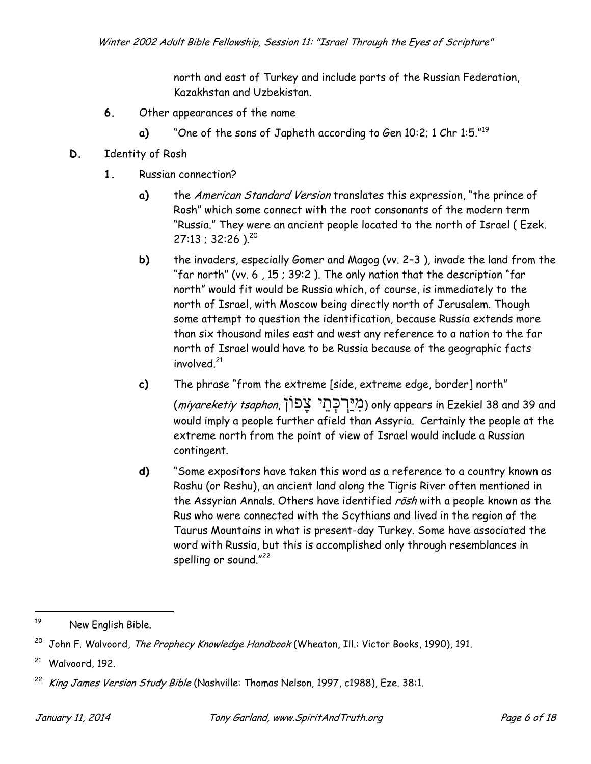north and east of Turkey and include parts of the Russian Federation, Kazakhstan and Uzbekistan.

6. Other appearances of the name

   a) "One of the sons of Japheth according to Gen 10:2; 1 Chr 1:5."[19]

D. Identity of Rosh

   1. Russian connection?

      a) the *American Standard Version* translates this expression, "the prince of Rosh" which some connect with the root consonants of the modern term "Russia." They were an ancient people located to the north of Israel ( Ezek. 27:13 ; 32:26 ).[20]

      b) the invaders, especially Gomer and Magog (vv. 2–3 ), invade the land from the "far north" (vv. 6 , 15 ; 39:2 ). The only nation that the description "far north" would fit would be Russia which, of course, is immediately to the north of Israel, with Moscow being directly north of Jerusalem. Though some attempt to question the identification, because Russia extends more than six thousand miles east and west any reference to a nation to the far north of Israel would have to be Russia because of the geographic facts involved.[21]

      c) The phrase "from the extreme [side, extreme edge, border] north" (*miyareketiy tsaphon*, מִיַּרְכְּתֵי צָפוֹן) only appears in Ezekiel 38 and 39 and would imply a people further afield than Assyria. Certainly the people at the extreme north from the point of view of Israel would include a Russian contingent.

      d) "Some expositors have taken this word as a reference to a country known as Rashu (or Reshu), an ancient land along the Tigris River often mentioned in the Assyrian Annals. Others have identified *rōsh* with a people known as the Rus who were connected with the Scythians and lived in the region of the Taurus Mountains in what is present-day Turkey. Some have associated the word with Russia, but this is accomplished only through resemblances in spelling or sound."[22]

---

[19] New English Bible.

[20] John F. Walvoord, *The Prophecy Knowledge Handbook* (Wheaton, Ill.: Victor Books, 1990), 191.

[21] Walvoord, 192.

[22] *King James Version Study Bible* (Nashville: Thomas Nelson, 1997, c1988), Eze. 38:1.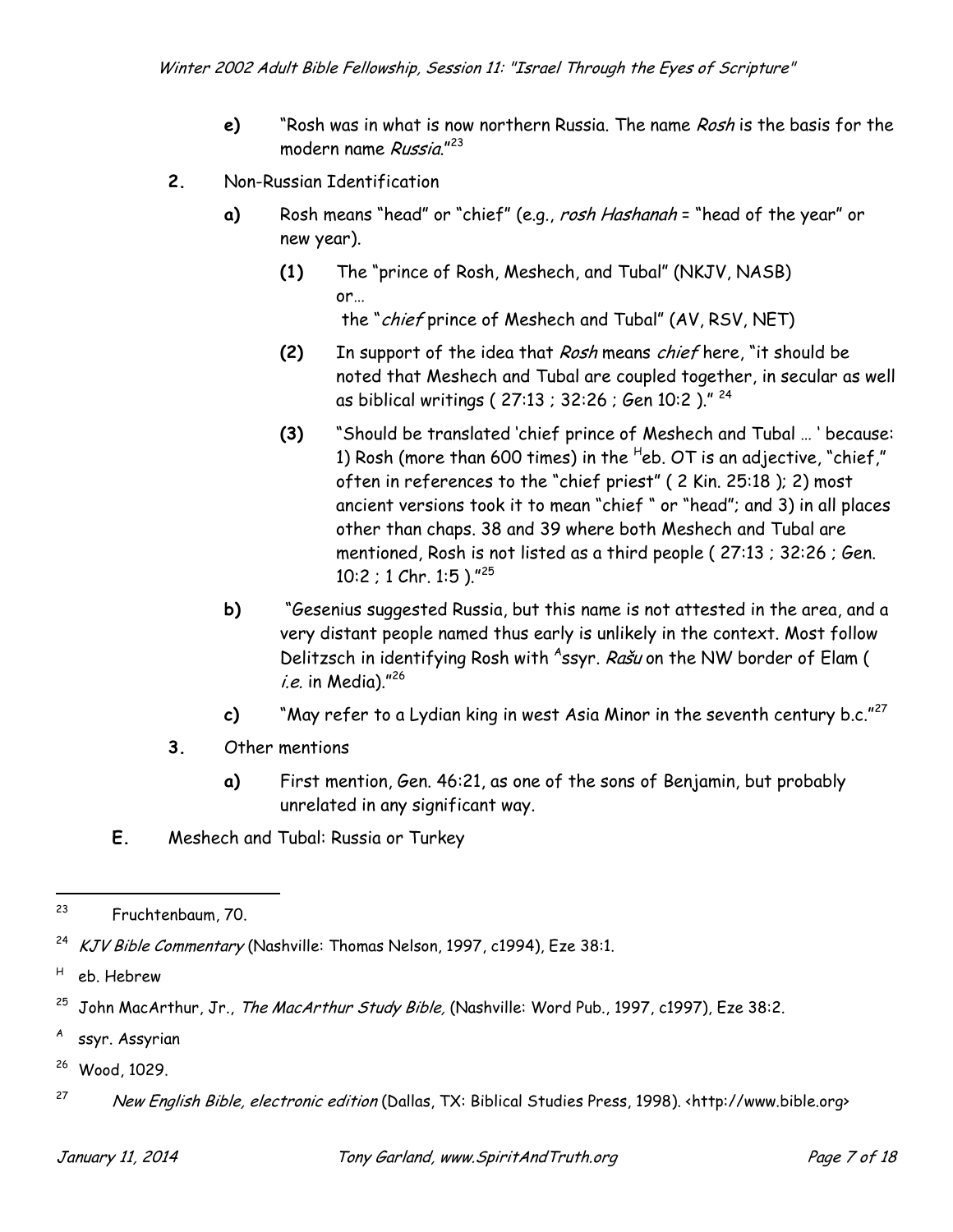- **e)** "Rosh was in what is now northern Russia. The name *Rosh* is the basis for the modern name *Russia*."[23]

**2.** Non-Russian Identification

- **a)** Rosh means "head" or "chief" (e.g., *rosh Hashanah* = "head of the year" or new year).
  - **(1)** The "prince of Rosh, Meshech, and Tubal" (NKJV, NASB) or… the "*chief* prince of Meshech and Tubal" (AV, RSV, NET)
  - **(2)** In support of the idea that *Rosh* means *chief* here, "it should be noted that Meshech and Tubal are coupled together, in secular as well as biblical writings ( 27:13 ; 32:26 ; Gen 10:2 )." [24]
  - **(3)** "Should be translated 'chief prince of Meshech and Tubal … ' because: 1) Rosh (more than 600 times) in the [H]eb. OT is an adjective, "chief," often in references to the "chief priest" ( 2 Kin. 25:18 ); 2) most ancient versions took it to mean "chief " or "head"; and 3) in all places other than chaps. 38 and 39 where both Meshech and Tubal are mentioned, Rosh is not listed as a third people ( 27:13 ; 32:26 ; Gen. 10:2 ; 1 Chr. 1:5 )."[25]
- **b)** "Gesenius suggested Russia, but this name is not attested in the area, and a very distant people named thus early is unlikely in the context. Most follow Delitzsch in identifying Rosh with [A]ssyr. *Rašu* on the NW border of Elam ( *i.e.* in Media)."[26]
- **c)** "May refer to a Lydian king in west Asia Minor in the seventh century b.c."[27]

**3.** Other mentions

- **a)** First mention, Gen. 46:21, as one of the sons of Benjamin, but probably unrelated in any significant way.

**E.** Meshech and Tubal: Russia or Turkey

---

[23] Fruchtenbaum, 70.

[24] *KJV Bible Commentary* (Nashville: Thomas Nelson, 1997, c1994), Eze 38:1.

[H] eb. Hebrew

[25] John MacArthur, Jr., *The MacArthur Study Bible,* (Nashville: Word Pub., 1997, c1997), Eze 38:2.

[A] ssyr. Assyrian

[26] Wood, 1029.

[27] *New English Bible, electronic edition* (Dallas, TX: Biblical Studies Press, 1998). <http://www.bible.org>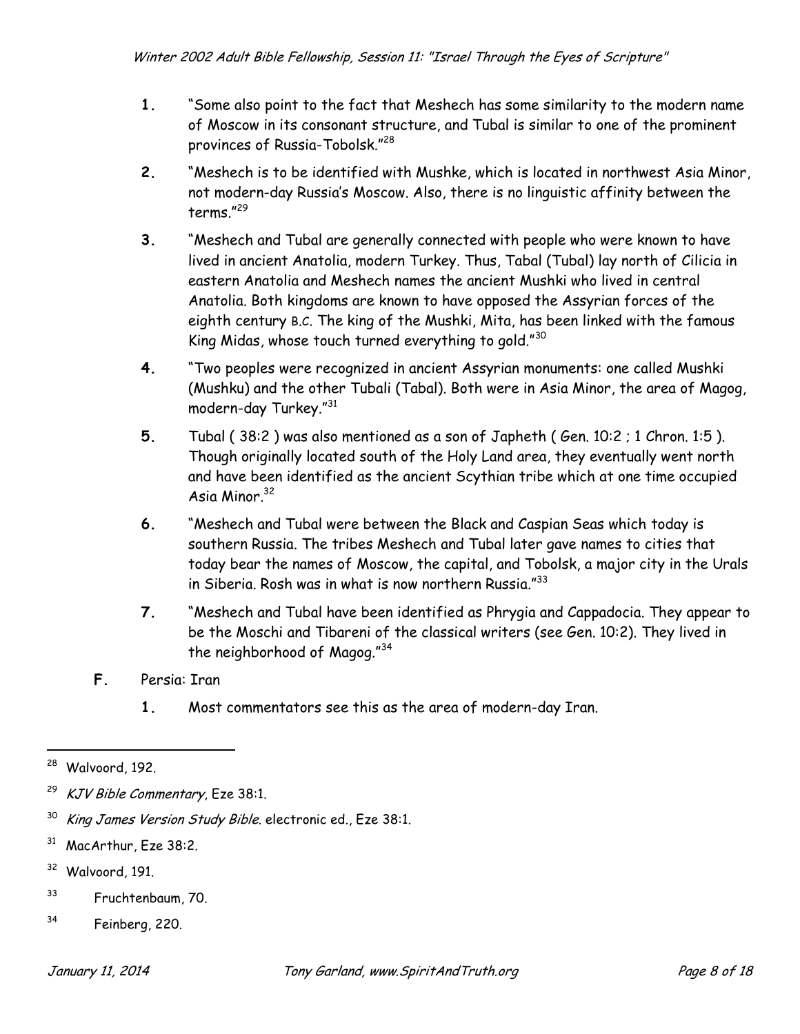1. "Some also point to the fact that Meshech has some similarity to the modern name of Moscow in its consonant structure, and Tubal is similar to one of the prominent provinces of Russia-Tobolsk."[28]

2. "Meshech is to be identified with Mushke, which is located in northwest Asia Minor, not modern-day Russia's Moscow. Also, there is no linguistic affinity between the terms."[29]

3. "Meshech and Tubal are generally connected with people who were known to have lived in ancient Anatolia, modern Turkey. Thus, Tabal (Tubal) lay north of Cilicia in eastern Anatolia and Meshech names the ancient Mushki who lived in central Anatolia. Both kingdoms are known to have opposed the Assyrian forces of the eighth century B.C. The king of the Mushki, Mita, has been linked with the famous King Midas, whose touch turned everything to gold."[30]

4. "Two peoples were recognized in ancient Assyrian monuments: one called Mushki (Mushku) and the other Tubali (Tabal). Both were in Asia Minor, the area of Magog, modern-day Turkey."[31]

5. Tubal ( 38:2 ) was also mentioned as a son of Japheth ( Gen. 10:2 ; 1 Chron. 1:5 ). Though originally located south of the Holy Land area, they eventually went north and have been identified as the ancient Scythian tribe which at one time occupied Asia Minor.[32]

6. "Meshech and Tubal were between the Black and Caspian Seas which today is southern Russia. The tribes Meshech and Tubal later gave names to cities that today bear the names of Moscow, the capital, and Tobolsk, a major city in the Urals in Siberia. Rosh was in what is now northern Russia."[33]

7. "Meshech and Tubal have been identified as Phrygia and Cappadocia. They appear to be the Moschi and Tibareni of the classical writers (see Gen. 10:2). They lived in the neighborhood of Magog."[34]

**F.** Persia: Iran

1. Most commentators see this as the area of modern-day Iran.

---

[28] Walvoord, 192.

[29] *KJV Bible Commentary*, Eze 38:1.

[30] *King James Version Study Bible*. electronic ed., Eze 38:1.

[31] MacArthur, Eze 38:2.

[32] Walvoord, 191.

[33] Fruchtenbaum, 70.

[34] Feinberg, 220.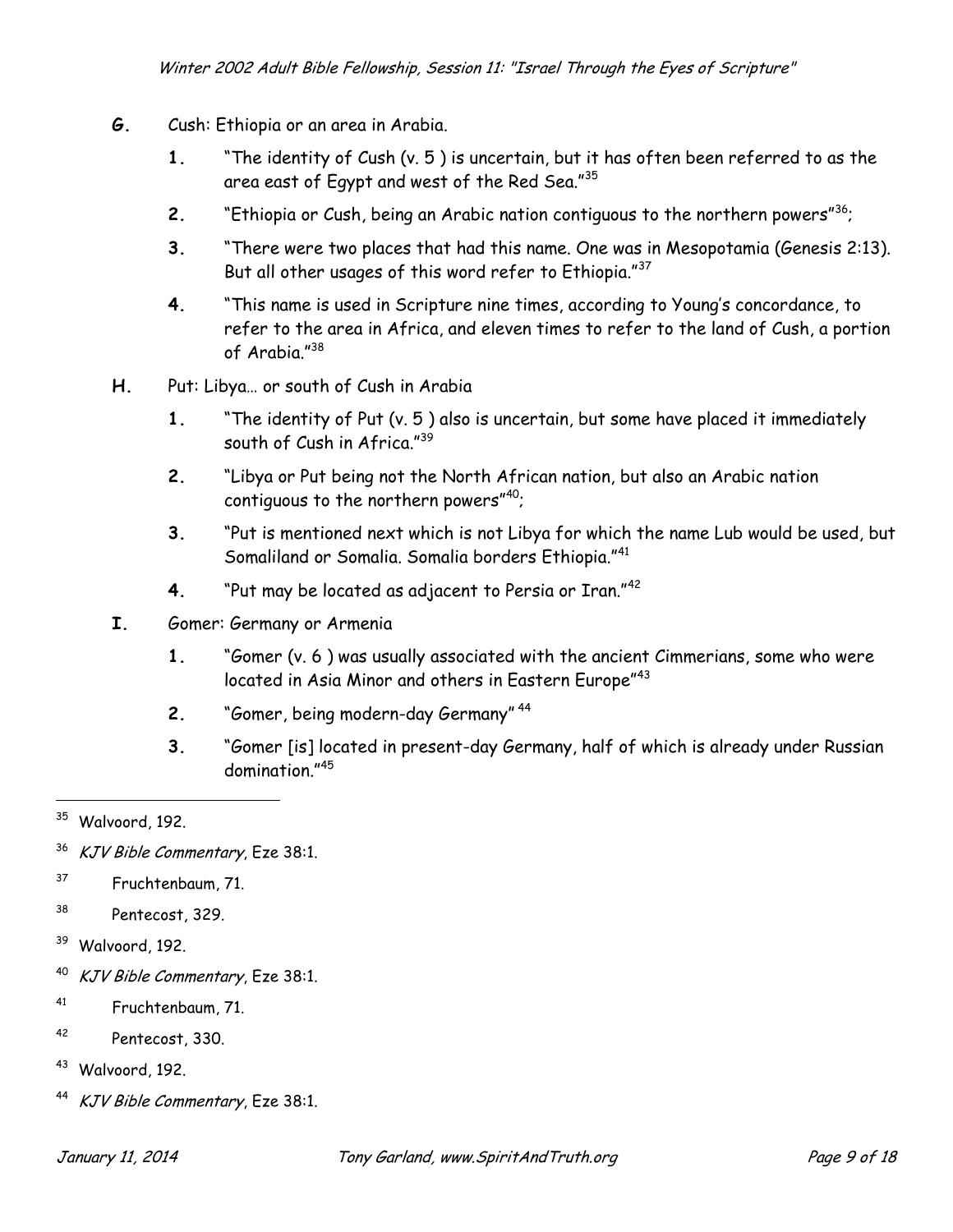**G.** Cush: Ethiopia or an area in Arabia.

1. "The identity of Cush (v. 5 ) is uncertain, but it has often been referred to as the area east of Egypt and west of the Red Sea."[35]
2. "Ethiopia or Cush, being an Arabic nation contiguous to the northern powers"[36];
3. "There were two places that had this name. One was in Mesopotamia (Genesis 2:13). But all other usages of this word refer to Ethiopia."[37]
4. "This name is used in Scripture nine times, according to Young's concordance, to refer to the area in Africa, and eleven times to refer to the land of Cush, a portion of Arabia."[38]

**H.** Put: Libya… or south of Cush in Arabia

1. "The identity of Put (v. 5 ) also is uncertain, but some have placed it immediately south of Cush in Africa."[39]
2. "Libya or Put being not the North African nation, but also an Arabic nation contiguous to the northern powers"[40];
3. "Put is mentioned next which is not Libya for which the name Lub would be used, but Somaliland or Somalia. Somalia borders Ethiopia."[41]
4. "Put may be located as adjacent to Persia or Iran."[42]

**I.** Gomer: Germany or Armenia

1. "Gomer (v. 6 ) was usually associated with the ancient Cimmerians, some who were located in Asia Minor and others in Eastern Europe"[43]
2. "Gomer, being modern-day Germany" [44]
3. "Gomer [is] located in present-day Germany, half of which is already under Russian domination."[45]

---

[35] Walvoord, 192.

[36] *KJV Bible Commentary*, Eze 38:1.

[37] Fruchtenbaum, 71.

[38] Pentecost, 329.

[39] Walvoord, 192.

[40] *KJV Bible Commentary*, Eze 38:1.

[41] Fruchtenbaum, 71.

[42] Pentecost, 330.

[43] Walvoord, 192.

[44] *KJV Bible Commentary*, Eze 38:1.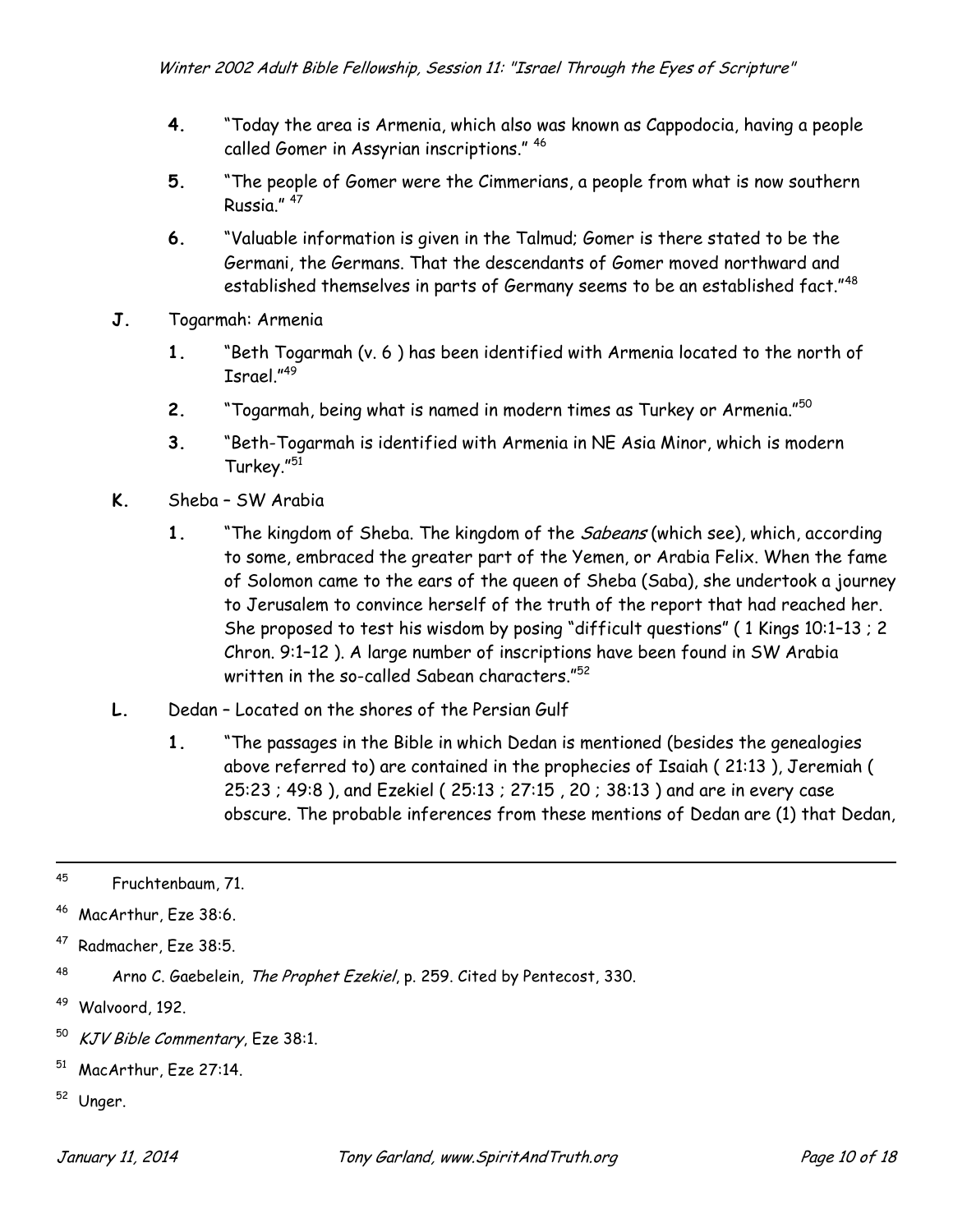4. "Today the area is Armenia, which also was known as Cappodocia, having a people called Gomer in Assyrian inscriptions." [46]

5. "The people of Gomer were the Cimmerians, a people from what is now southern Russia." [47]

6. "Valuable information is given in the Talmud; Gomer is there stated to be the Germani, the Germans. That the descendants of Gomer moved northward and established themselves in parts of Germany seems to be an established fact."[48]

**J.** Togarmah: Armenia

1. "Beth Togarmah (v. 6 ) has been identified with Armenia located to the north of Israel."[49]

2. "Togarmah, being what is named in modern times as Turkey or Armenia."[50]

3. "Beth-Togarmah is identified with Armenia in NE Asia Minor, which is modern Turkey."[51]

**K.** Sheba – SW Arabia

1. "The kingdom of Sheba. The kingdom of the *Sabeans* (which see), which, according to some, embraced the greater part of the Yemen, or Arabia Felix. When the fame of Solomon came to the ears of the queen of Sheba (Saba), she undertook a journey to Jerusalem to convince herself of the truth of the report that had reached her. She proposed to test his wisdom by posing "difficult questions" ( 1 Kings 10:1–13 ; 2 Chron. 9:1–12 ). A large number of inscriptions have been found in SW Arabia written in the so-called Sabean characters."[52]

**L.** Dedan – Located on the shores of the Persian Gulf

1. "The passages in the Bible in which Dedan is mentioned (besides the genealogies above referred to) are contained in the prophecies of Isaiah ( 21:13 ), Jeremiah ( 25:23 ; 49:8 ), and Ezekiel ( 25:13 ; 27:15 , 20 ; 38:13 ) and are in every case obscure. The probable inferences from these mentions of Dedan are (1) that Dedan,

---

[45] Fruchtenbaum, 71.

[46] MacArthur, Eze 38:6.

[47] Radmacher, Eze 38:5.

[48] Arno C. Gaebelein, *The Prophet Ezekiel*, p. 259. Cited by Pentecost, 330.

[49] Walvoord, 192.

[50] *KJV Bible Commentary*, Eze 38:1.

[51] MacArthur, Eze 27:14.

[52] Unger.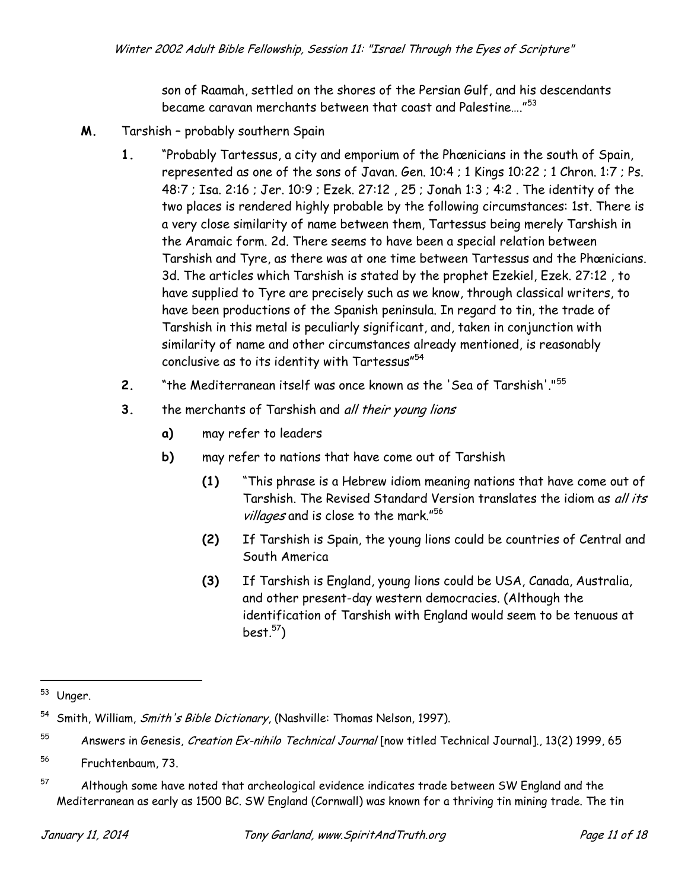son of Raamah, settled on the shores of the Persian Gulf, and his descendants became caravan merchants between that coast and Palestine…."[53]

**M.** Tarshish – probably southern Spain

**1.** "Probably Tartessus, a city and emporium of the Phœnicians in the south of Spain, represented as one of the sons of Javan. Gen. 10:4 ; 1 Kings 10:22 ; 1 Chron. 1:7 ; Ps. 48:7 ; Isa. 2:16 ; Jer. 10:9 ; Ezek. 27:12 , 25 ; Jonah 1:3 ; 4:2 . The identity of the two places is rendered highly probable by the following circumstances: 1st. There is a very close similarity of name between them, Tartessus being merely Tarshish in the Aramaic form. 2d. There seems to have been a special relation between Tarshish and Tyre, as there was at one time between Tartessus and the Phœnicians. 3d. The articles which Tarshish is stated by the prophet Ezekiel, Ezek. 27:12 , to have supplied to Tyre are precisely such as we know, through classical writers, to have been productions of the Spanish peninsula. In regard to tin, the trade of Tarshish in this metal is peculiarly significant, and, taken in conjunction with similarity of name and other circumstances already mentioned, is reasonably conclusive as to its identity with Tartessus"[54]

**2.** "the Mediterranean itself was once known as the 'Sea of Tarshish'."[55]

**3.** the merchants of Tarshish and *all their young lions*

**a)** may refer to leaders

**b)** may refer to nations that have come out of Tarshish

**(1)** "This phrase is a Hebrew idiom meaning nations that have come out of Tarshish. The Revised Standard Version translates the idiom as *all its villages* and is close to the mark."[56]

**(2)** If Tarshish is Spain, the young lions could be countries of Central and South America

**(3)** If Tarshish is England, young lions could be USA, Canada, Australia, and other present-day western democracies. (Although the identification of Tarshish with England would seem to be tenuous at best.[57])

---

[53] Unger.

[54] Smith, William, *Smith's Bible Dictionary*, (Nashville: Thomas Nelson, 1997).

[55] Answers in Genesis, *Creation Ex-nihilo Technical Journal* [now titled Technical Journal]., 13(2) 1999, 65

[56] Fruchtenbaum, 73.

[57] Although some have noted that archeological evidence indicates trade between SW England and the Mediterranean as early as 1500 BC. SW England (Cornwall) was known for a thriving tin mining trade. The tin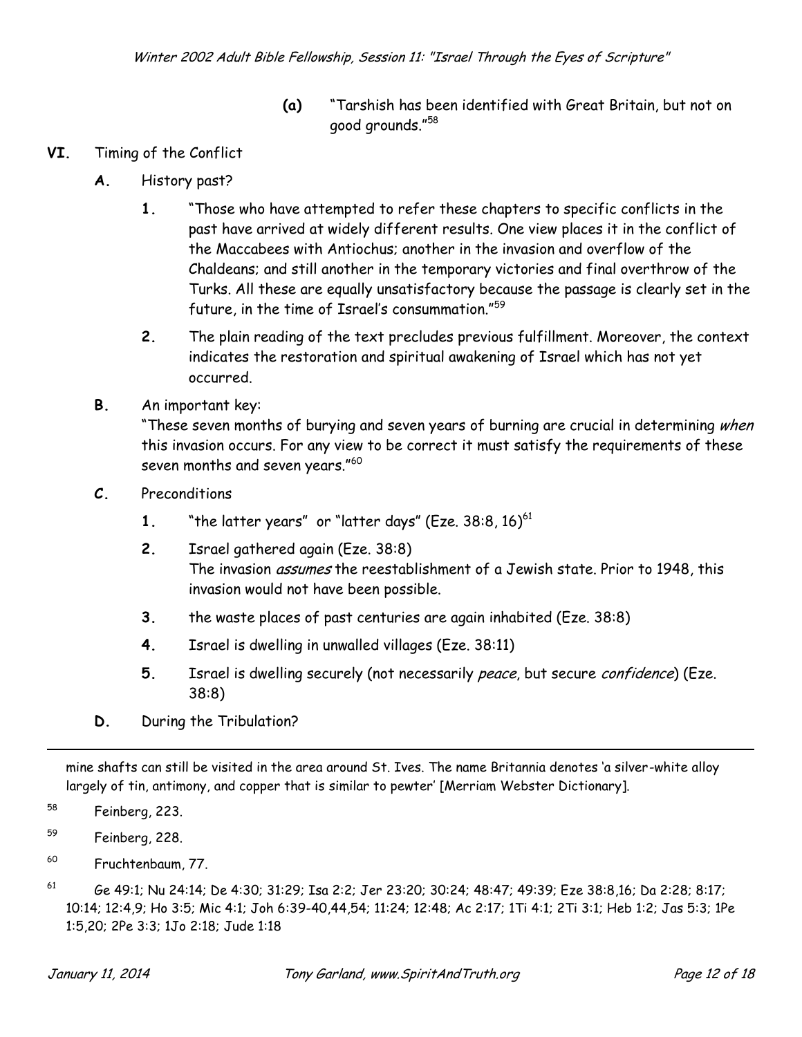(a) "Tarshish has been identified with Great Britain, but not on good grounds."[58]

**VI.** Timing of the Conflict

**A.** History past?

**1.** "Those who have attempted to refer these chapters to specific conflicts in the past have arrived at widely different results. One view places it in the conflict of the Maccabees with Antiochus; another in the invasion and overflow of the Chaldeans; and still another in the temporary victories and final overthrow of the Turks. All these are equally unsatisfactory because the passage is clearly set in the future, in the time of Israel's consummation."[59]

**2.** The plain reading of the text precludes previous fulfillment. Moreover, the context indicates the restoration and spiritual awakening of Israel which has not yet occurred.

**B.** An important key:
"These seven months of burying and seven years of burning are crucial in determining *when* this invasion occurs. For any view to be correct it must satisfy the requirements of these seven months and seven years."[60]

**C.** Preconditions

**1.** "the latter years" or "latter days" (Eze. 38:8, 16)[61]

**2.** Israel gathered again (Eze. 38:8)
The invasion *assumes* the reestablishment of a Jewish state. Prior to 1948, this invasion would not have been possible.

**3.** the waste places of past centuries are again inhabited (Eze. 38:8)

**4.** Israel is dwelling in unwalled villages (Eze. 38:11)

**5.** Israel is dwelling securely (not necessarily *peace*, but secure *confidence*) (Eze. 38:8)

**D.** During the Tribulation?

---

mine shafts can still be visited in the area around St. Ives. The name Britannia denotes 'a silver-white alloy largely of tin, antimony, and copper that is similar to pewter' [Merriam Webster Dictionary].

[58] Feinberg, 223.

[59] Feinberg, 228.

[60] Fruchtenbaum, 77.

[61] Ge 49:1; Nu 24:14; De 4:30; 31:29; Isa 2:2; Jer 23:20; 30:24; 48:47; 49:39; Eze 38:8,16; Da 2:28; 8:17; 10:14; 12:4,9; Ho 3:5; Mic 4:1; Joh 6:39-40,44,54; 11:24; 12:48; Ac 2:17; 1Ti 4:1; 2Ti 3:1; Heb 1:2; Jas 5:3; 1Pe 1:5,20; 2Pe 3:3; 1Jo 2:18; Jude 1:18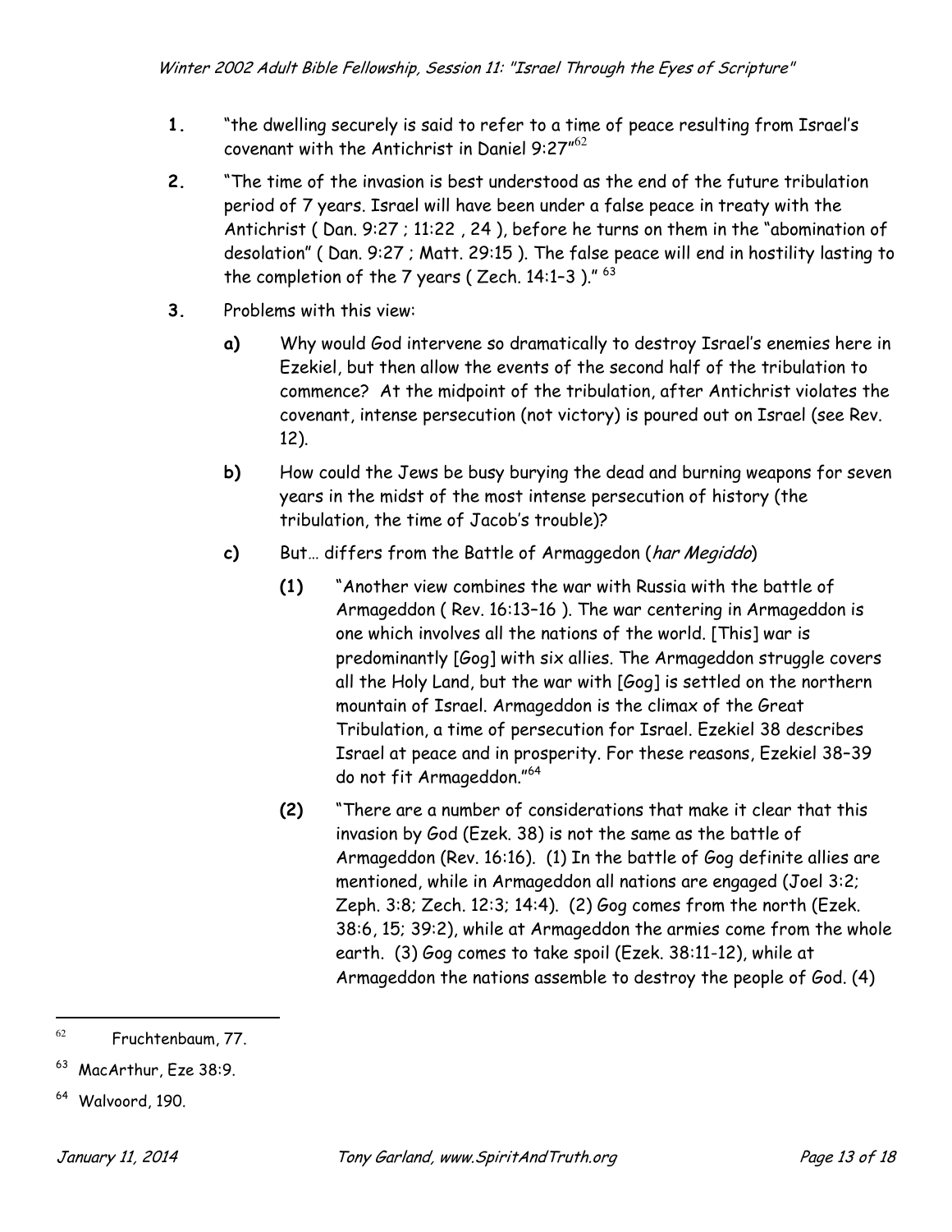1. "the dwelling securely is said to refer to a time of peace resulting from Israel's covenant with the Antichrist in Daniel 9:27"[62]

2. "The time of the invasion is best understood as the end of the future tribulation period of 7 years. Israel will have been under a false peace in treaty with the Antichrist ( Dan. 9:27 ; 11:22 , 24 ), before he turns on them in the "abomination of desolation" ( Dan. 9:27 ; Matt. 29:15 ). The false peace will end in hostility lasting to the completion of the 7 years ( Zech. 14:1–3 )." [63]

3. Problems with this view:

   **a)** Why would God intervene so dramatically to destroy Israel's enemies here in Ezekiel, but then allow the events of the second half of the tribulation to commence? At the midpoint of the tribulation, after Antichrist violates the covenant, intense persecution (not victory) is poured out on Israel (see Rev. 12).

   **b)** How could the Jews be busy burying the dead and burning weapons for seven years in the midst of the most intense persecution of history (the tribulation, the time of Jacob's trouble)?

   **c)** But… differs from the Battle of Armaggedon (*har Megiddo*)

      **(1)** "Another view combines the war with Russia with the battle of Armageddon ( Rev. 16:13–16 ). The war centering in Armageddon is one which involves all the nations of the world. [This] war is predominantly [Gog] with six allies. The Armageddon struggle covers all the Holy Land, but the war with [Gog] is settled on the northern mountain of Israel. Armageddon is the climax of the Great Tribulation, a time of persecution for Israel. Ezekiel 38 describes Israel at peace and in prosperity. For these reasons, Ezekiel 38–39 do not fit Armageddon."[64]

      **(2)** "There are a number of considerations that make it clear that this invasion by God (Ezek. 38) is not the same as the battle of Armageddon (Rev. 16:16). (1) In the battle of Gog definite allies are mentioned, while in Armageddon all nations are engaged (Joel 3:2; Zeph. 3:8; Zech. 12:3; 14:4). (2) Gog comes from the north (Ezek. 38:6, 15; 39:2), while at Armageddon the armies come from the whole earth. (3) Gog comes to take spoil (Ezek. 38:11-12), while at Armageddon the nations assemble to destroy the people of God. (4)

---

[62] Fruchtenbaum, 77.

[63] MacArthur, Eze 38:9.

[64] Walvoord, 190.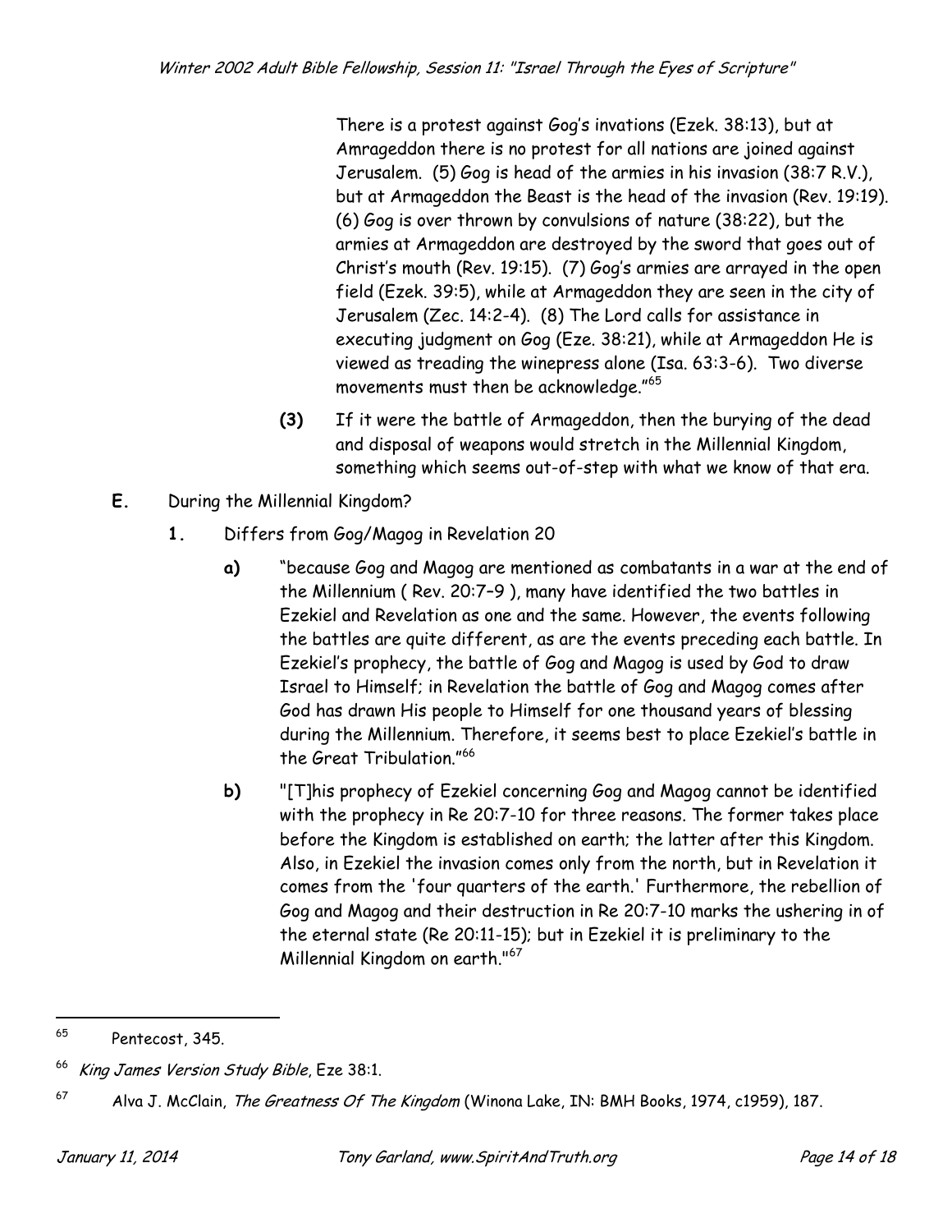There is a protest against Gog's invations (Ezek. 38:13), but at Amrageddon there is no protest for all nations are joined against Jerusalem. (5) Gog is head of the armies in his invasion (38:7 R.V.), but at Armageddon the Beast is the head of the invasion (Rev. 19:19). (6) Gog is over thrown by convulsions of nature (38:22), but the armies at Armageddon are destroyed by the sword that goes out of Christ's mouth (Rev. 19:15). (7) Gog's armies are arrayed in the open field (Ezek. 39:5), while at Armageddon they are seen in the city of Jerusalem (Zec. 14:2-4). (8) The Lord calls for assistance in executing judgment on Gog (Eze. 38:21), while at Armageddon He is viewed as treading the winepress alone (Isa. 63:3-6). Two diverse movements must then be acknowledge."[65]

**(3)** If it were the battle of Armageddon, then the burying of the dead and disposal of weapons would stretch in the Millennial Kingdom, something which seems out-of-step with what we know of that era.

**E.** During the Millennial Kingdom?

**1.** Differs from Gog/Magog in Revelation 20

**a)** "because Gog and Magog are mentioned as combatants in a war at the end of the Millennium ( Rev. 20:7–9 ), many have identified the two battles in Ezekiel and Revelation as one and the same. However, the events following the battles are quite different, as are the events preceding each battle. In Ezekiel's prophecy, the battle of Gog and Magog is used by God to draw Israel to Himself; in Revelation the battle of Gog and Magog comes after God has drawn His people to Himself for one thousand years of blessing during the Millennium. Therefore, it seems best to place Ezekiel's battle in the Great Tribulation."[66]

**b)** "[T]his prophecy of Ezekiel concerning Gog and Magog cannot be identified with the prophecy in Re 20:7-10 for three reasons. The former takes place before the Kingdom is established on earth; the latter after this Kingdom. Also, in Ezekiel the invasion comes only from the north, but in Revelation it comes from the 'four quarters of the earth.' Furthermore, the rebellion of Gog and Magog and their destruction in Re 20:7-10 marks the ushering in of the eternal state (Re 20:11-15); but in Ezekiel it is preliminary to the Millennial Kingdom on earth."[67]

---

[65] Pentecost, 345.

[66] *King James Version Study Bible*, Eze 38:1.

[67] Alva J. McClain, *The Greatness Of The Kingdom* (Winona Lake, IN: BMH Books, 1974, c1959), 187.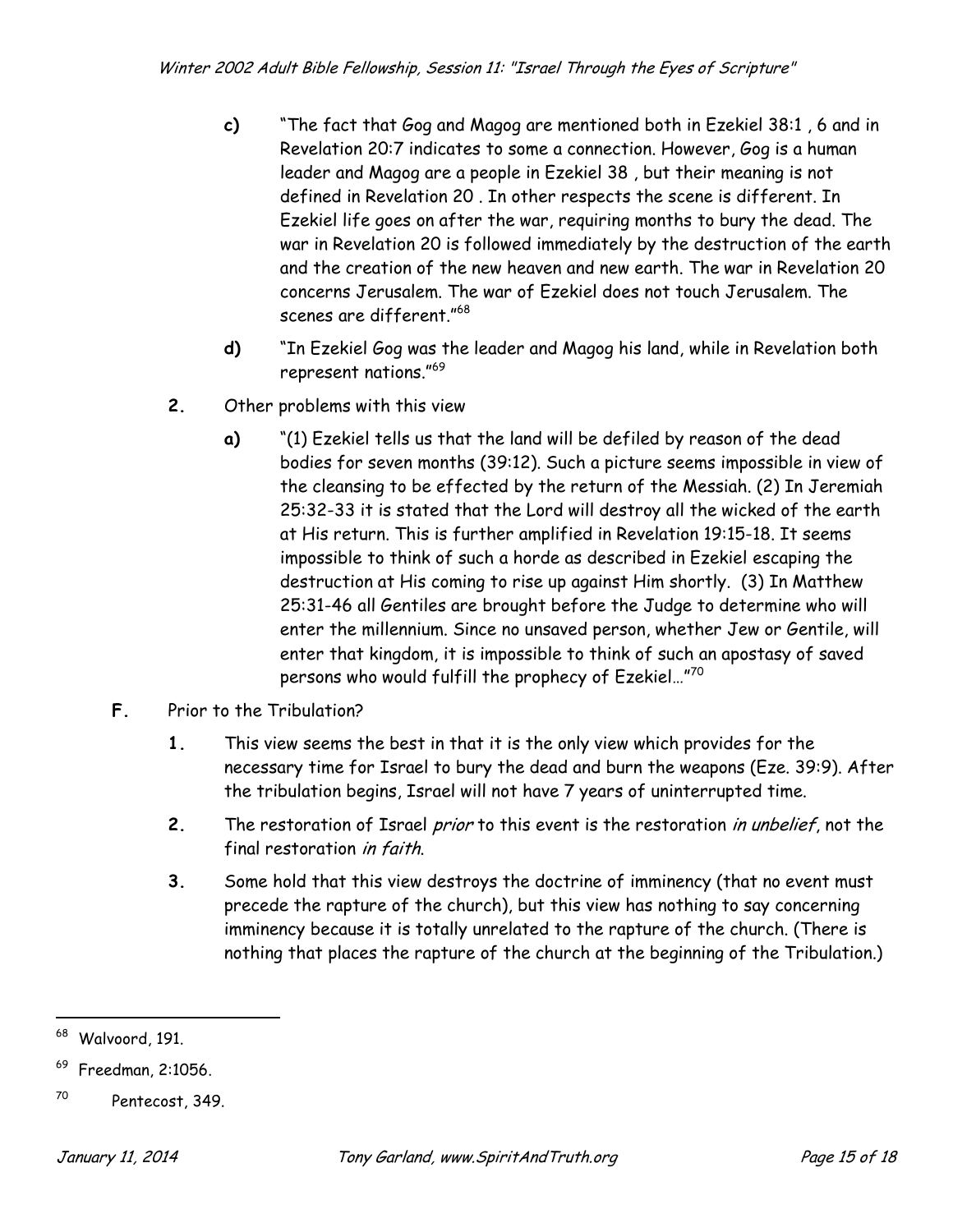c) "The fact that Gog and Magog are mentioned both in Ezekiel 38:1 , 6 and in Revelation 20:7 indicates to some a connection. However, Gog is a human leader and Magog are a people in Ezekiel 38 , but their meaning is not defined in Revelation 20 . In other respects the scene is different. In Ezekiel life goes on after the war, requiring months to bury the dead. The war in Revelation 20 is followed immediately by the destruction of the earth and the creation of the new heaven and new earth. The war in Revelation 20 concerns Jerusalem. The war of Ezekiel does not touch Jerusalem. The scenes are different."[68]

d) "In Ezekiel Gog was the leader and Magog his land, while in Revelation both represent nations."[69]

2. Other problems with this view

a) "(1) Ezekiel tells us that the land will be defiled by reason of the dead bodies for seven months (39:12). Such a picture seems impossible in view of the cleansing to be effected by the return of the Messiah. (2) In Jeremiah 25:32-33 it is stated that the Lord will destroy all the wicked of the earth at His return. This is further amplified in Revelation 19:15-18. It seems impossible to think of such a horde as described in Ezekiel escaping the destruction at His coming to rise up against Him shortly. (3) In Matthew 25:31-46 all Gentiles are brought before the Judge to determine who will enter the millennium. Since no unsaved person, whether Jew or Gentile, will enter that kingdom, it is impossible to think of such an apostasy of saved persons who would fulfill the prophecy of Ezekiel…"[70]

F. Prior to the Tribulation?

1. This view seems the best in that it is the only view which provides for the necessary time for Israel to bury the dead and burn the weapons (Eze. 39:9). After the tribulation begins, Israel will not have 7 years of uninterrupted time.

2. The restoration of Israel *prior* to this event is the restoration *in unbelief*, not the final restoration *in faith*.

3. Some hold that this view destroys the doctrine of imminency (that no event must precede the rapture of the church), but this view has nothing to say concerning imminency because it is totally unrelated to the rapture of the church. (There is nothing that places the rapture of the church at the beginning of the Tribulation.)

---

[68] Walvoord, 191.

[69] Freedman, 2:1056.

[70] Pentecost, 349.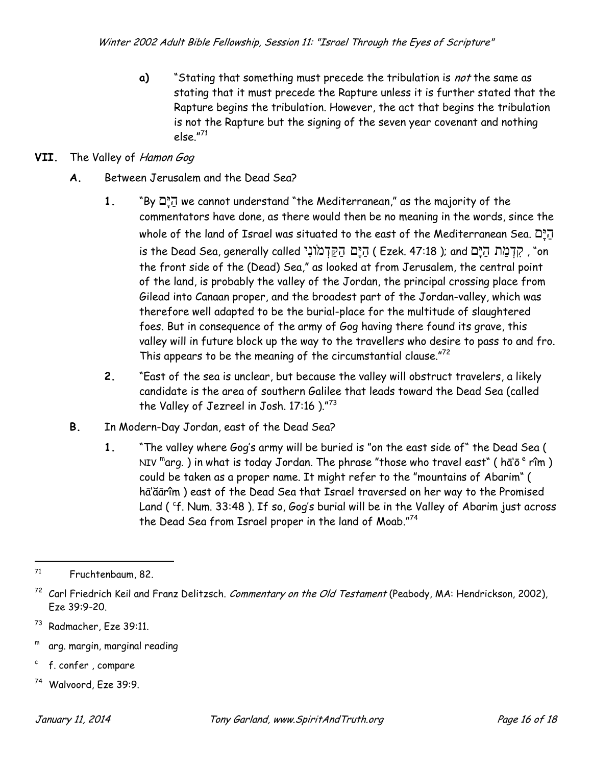a) "Stating that something must precede the tribulation is *not* the same as stating that it must precede the Rapture unless it is further stated that the Rapture begins the tribulation. However, the act that begins the tribulation is not the Rapture but the signing of the seven year covenant and nothing else."[71]

**VII.** The Valley of *Hamon Gog*

**A.** Between Jerusalem and the Dead Sea?

1. "By הַיָּם we cannot understand "the Mediterranean," as the majority of the commentators have done, as there would then be no meaning in the words, since the whole of the land of Israel was situated to the east of the Mediterranean Sea. הַיָּם is the Dead Sea, generally called הַיָּם הַקַּדְמוֹנִי ( Ezek. 47:18 ); and קִדְמַת הַיָּם , "on the front side of the (Dead) Sea," as looked at from Jerusalem, the central point of the land, is probably the valley of the Jordan, the principal crossing place from Gilead into Canaan proper, and the broadest part of the Jordan-valley, which was therefore well adapted to be the burial-place for the multitude of slaughtered foes. But in consequence of the army of Gog having there found its grave, this valley will in future block up the way to the travellers who desire to pass to and fro. This appears to be the meaning of the circumstantial clause."[72]

2. "East of the sea is unclear, but because the valley will obstruct travelers, a likely candidate is the area of southern Galilee that leads toward the Dead Sea (called the Valley of Jezreel in Josh. 17:16 )."[73]

**B.** In Modern-Day Jordan, east of the Dead Sea?

1. "The valley where Gog's army will be buried is "on the east side of" the Dead Sea ( NIV [m]arg. ) in what is today Jordan. The phrase "those who travel east" ( hā'ō[e] rîm ) could be taken as a proper name. It might refer to the "mountains of Abarim" ( hā'ăārîm ) east of the Dead Sea that Israel traversed on her way to the Promised Land ( [c]f. Num. 33:48 ). If so, Gog's burial will be in the Valley of Abarim just across the Dead Sea from Israel proper in the land of Moab."[74]

---

[71] Fruchtenbaum, 82.

[72] Carl Friedrich Keil and Franz Delitzsch. *Commentary on the Old Testament* (Peabody, MA: Hendrickson, 2002), Eze 39:9-20.

[73] Radmacher, Eze 39:11.

[m] arg. margin, marginal reading

[c] f. confer , compare

[74] Walvoord, Eze 39:9.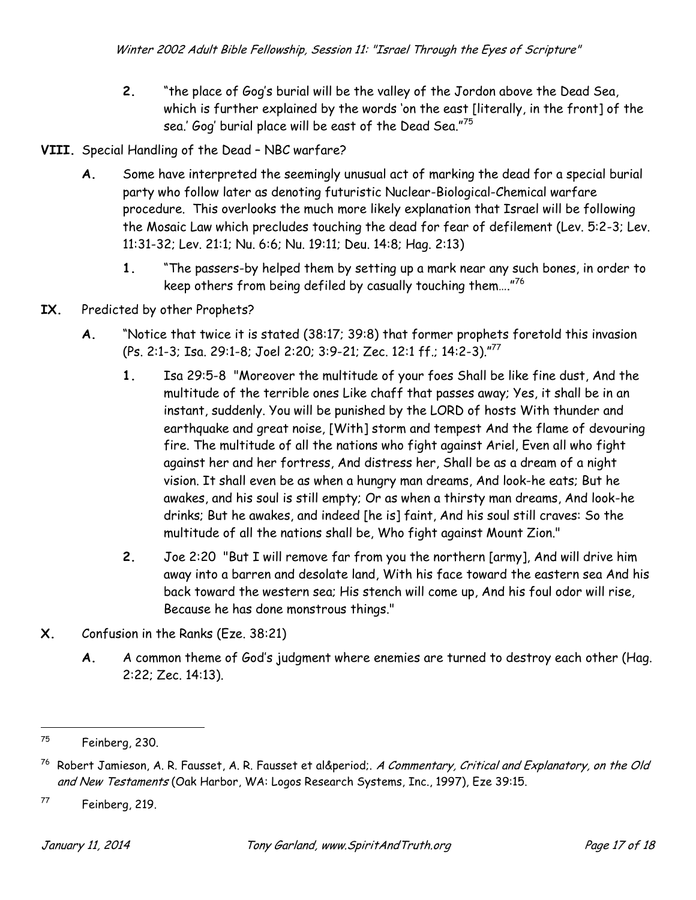2. "the place of Gog's burial will be the valley of the Jordon above the Dead Sea, which is further explained by the words 'on the east [literally, in the front] of the sea.' Gog' burial place will be east of the Dead Sea."[75]

**VIII.** Special Handling of the Dead – NBC warfare?

**A.** Some have interpreted the seemingly unusual act of marking the dead for a special burial party who follow later as denoting futuristic Nuclear-Biological-Chemical warfare procedure. This overlooks the much more likely explanation that Israel will be following the Mosaic Law which precludes touching the dead for fear of defilement (Lev. 5:2-3; Lev. 11:31-32; Lev. 21:1; Nu. 6:6; Nu. 19:11; Deu. 14:8; Hag. 2:13)

1. "The passers-by helped them by setting up a mark near any such bones, in order to keep others from being defiled by casually touching them…."[76]

**IX.** Predicted by other Prophets?

**A.** "Notice that twice it is stated (38:17; 39:8) that former prophets foretold this invasion (Ps. 2:1-3; Isa. 29:1-8; Joel 2:20; 3:9-21; Zec. 12:1 ff.; 14:2-3)."[77]

1. Isa 29:5-8 "Moreover the multitude of your foes Shall be like fine dust, And the multitude of the terrible ones Like chaff that passes away; Yes, it shall be in an instant, suddenly. You will be punished by the LORD of hosts With thunder and earthquake and great noise, [With] storm and tempest And the flame of devouring fire. The multitude of all the nations who fight against Ariel, Even all who fight against her and her fortress, And distress her, Shall be as a dream of a night vision. It shall even be as when a hungry man dreams, And look-he eats; But he awakes, and his soul is still empty; Or as when a thirsty man dreams, And look-he drinks; But he awakes, and indeed [he is] faint, And his soul still craves: So the multitude of all the nations shall be, Who fight against Mount Zion."

2. Joe 2:20 "But I will remove far from you the northern [army], And will drive him away into a barren and desolate land, With his face toward the eastern sea And his back toward the western sea; His stench will come up, And his foul odor will rise, Because he has done monstrous things."

**X.** Confusion in the Ranks (Eze. 38:21)

**A.** A common theme of God's judgment where enemies are turned to destroy each other (Hag. 2:22; Zec. 14:13).

---

[75] Feinberg, 230.

[76] Robert Jamieson, A. R. Fausset, A. R. Fausset et al&period;. *A Commentary, Critical and Explanatory, on the Old and New Testaments* (Oak Harbor, WA: Logos Research Systems, Inc., 1997), Eze 39:15.

[77] Feinberg, 219.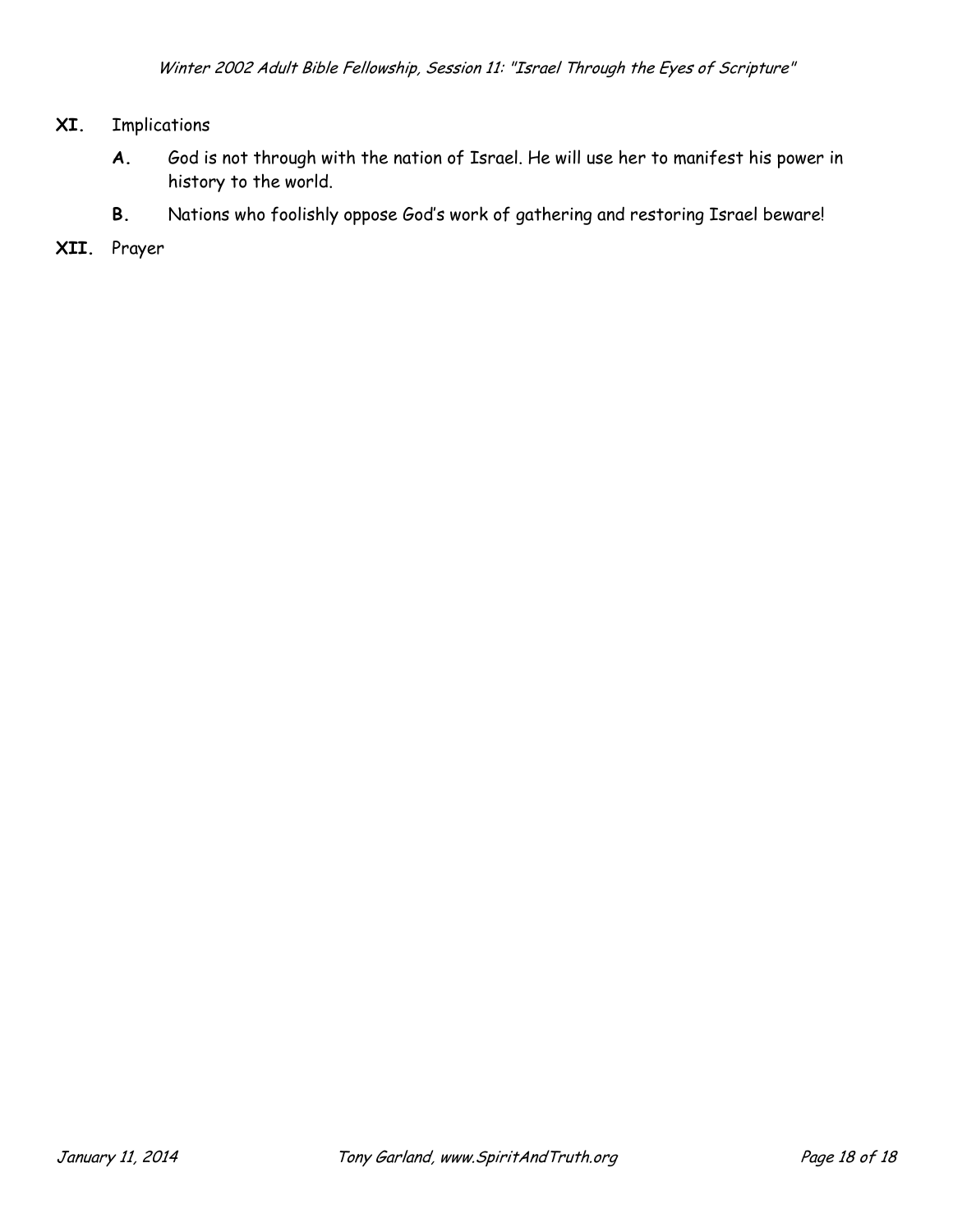**XI.** Implications

**A.** God is not through with the nation of Israel. He will use her to manifest his power in history to the world.

**B.** Nations who foolishly oppose God's work of gathering and restoring Israel beware!

**XII.** Prayer